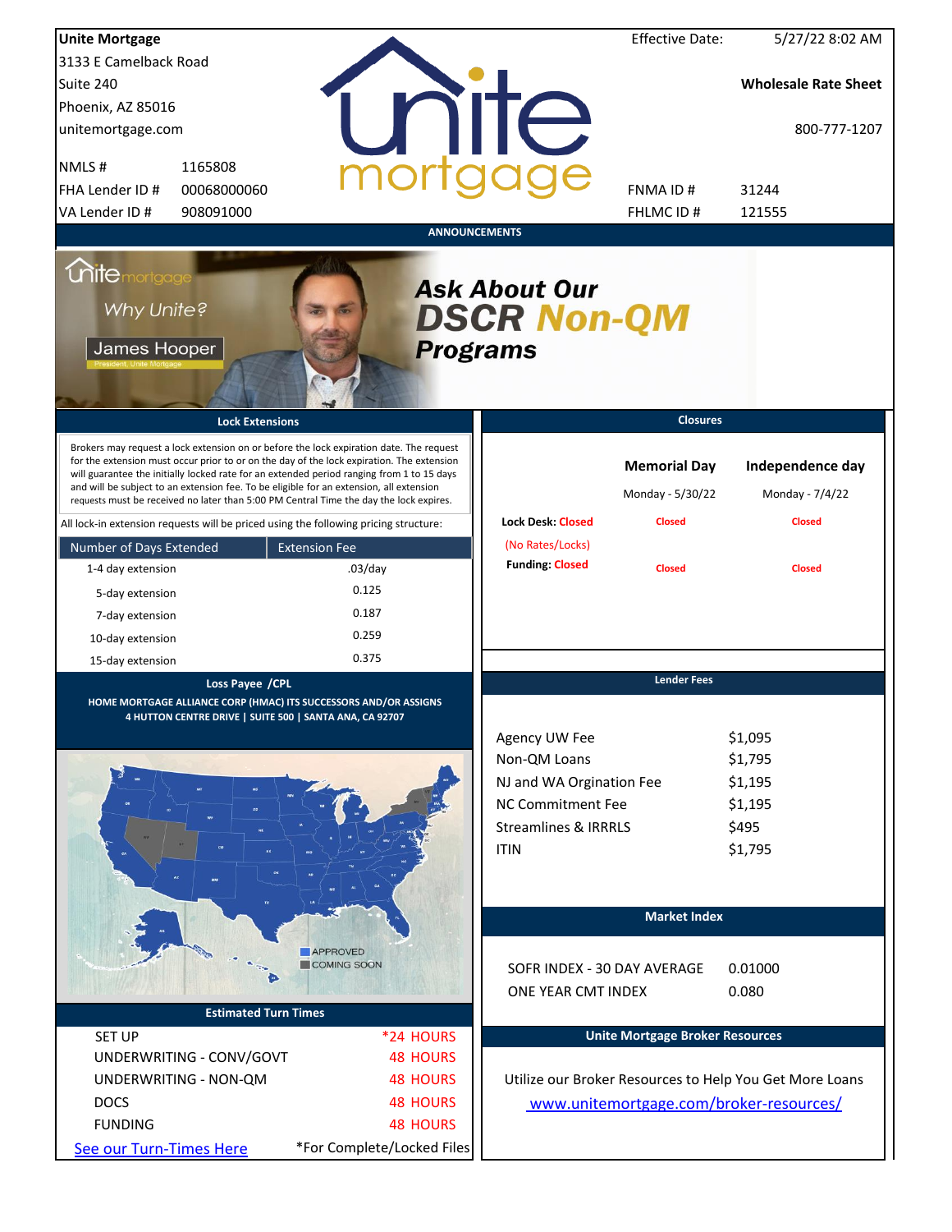**Unite Mortgage**
3133 E Camelback Road
Suite 240
Phoenix, AZ 85016
unitemortgage.com

| | |
|---|---|
| NMLS # | 1165808 |
| FHA Lender ID # | 00068000060 |
| VA Lender ID # | 908091000 |

Effective Date: 5/27/22 8:02 AM

**Wholesale Rate Sheet**

800-777-1207

| | |
|---|---|
| FNMA ID # | 31244 |
| FHLMC ID # | 121555 |

## ANNOUNCEMENTS

Why Unite? James Hooper, President, Unite Mortgage

**Ask About Our DSCR Non-QM Programs**

## Lock Extensions

Brokers may request a lock extension on or before the lock expiration date. The request for the extension must occur prior to or on the day of the lock expiration. The extension will guarantee the initially locked rate for an extended period ranging from 1 to 15 days and will be subject to an extension fee. To be eligible for an extension, all extension requests must be received no later than 5:00 PM Central Time the day the lock expires.

All lock-in extension requests will be priced using the following pricing structure:

| Number of Days Extended | Extension Fee |
|---|---|
| 1-4 day extension | .03/day |
| 5-day extension | 0.125 |
| 7-day extension | 0.187 |
| 10-day extension | 0.259 |
| 15-day extension | 0.375 |

## Closures

| | Memorial Day | Independence day |
|---|---|---|
| | Monday - 5/30/22 | Monday - 7/4/22 |
| Lock Desk: Closed (No Rates/Locks) | Closed | Closed |
| Funding: Closed | Closed | Closed |

## Loss Payee /CPL

HOME MORTGAGE ALLIANCE CORP (HMAC) ITS SUCCESSORS AND/OR ASSIGNS
4 HUTTON CENTRE DRIVE | SUITE 500 | SANTA ANA, CA 92707

APPROVED
COMING SOON

## Lender Fees

| | |
|---|---|
| Agency UW Fee | $1,095 |
| Non-QM Loans | $1,795 |
| NJ and WA Orgination Fee | $1,195 |
| NC Commitment Fee | $1,195 |
| Streamlines & IRRRLS | $495 |
| ITIN | $1,795 |

## Market Index

| | |
|---|---|
| SOFR INDEX - 30 DAY AVERAGE | 0.01000 |
| ONE YEAR CMT INDEX | 0.080 |

## Estimated Turn Times

| | |
|---|---|
| SET UP | *24 HOURS |
| UNDERWRITING - CONV/GOVT | 48 HOURS |
| UNDERWRITING - NON-QM | 48 HOURS |
| DOCS | 48 HOURS |
| FUNDING | 48 HOURS |

See our Turn-Times Here

*For Complete/Locked Files

## Unite Mortgage Broker Resources

Utilize our Broker Resources to Help You Get More Loans

www.unitemortgage.com/broker-resources/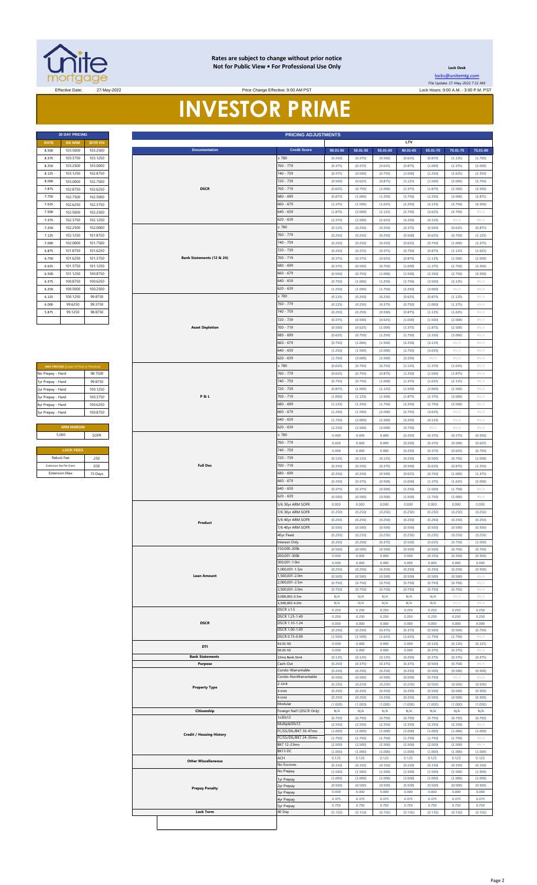**Rates are subject to change without prior notice**
**Not for Public View • For Professional Use Only**

**Lock Desk**

locks@unitemtg.com

File Update: 27-May-2022 7:32 AM

Effective Date: 27-May-2022 Price Change Effective: 9:00 AM PST Lock Hours: 9:00 A.M. - 3:00 P.M. PST

# INVESTOR PRIME

| 30 DAY PRICING | | |
|---|---|---|
| RATE | 5/6 ARM | 30YR FIX |
| 8.500 | 103.5000 | 103.2500 |
| 8.375 | 103.3750 | 103.1250 |
| 8.250 | 103.2500 | 103.0000 |
| 8.125 | 103.1250 | 102.8750 |
| 8.000 | 103.0000 | 102.7500 |
| 7.875 | 102.8750 | 102.6250 |
| 7.750 | 102.7500 | 102.5000 |
| 7.625 | 102.6250 | 102.3750 |
| 7.500 | 102.5000 | 102.2500 |
| 7.375 | 102.3750 | 102.1250 |
| 7.250 | 102.2500 | 102.0000 |
| 7.125 | 102.1250 | 101.8750 |
| 7.000 | 102.0000 | 101.7500 |
| 6.875 | 101.8750 | 101.6250 |
| 6.750 | 101.6250 | 101.3750 |
| 6.625 | 101.3750 | 101.1250 |
| 6.500 | 101.1250 | 100.8750 |
| 6.375 | 100.8750 | 100.6250 |
| 6.250 | 100.5000 | 100.2500 |
| 6.125 | 100.1250 | 99.8750 |
| 6.000 | 99.6250 | 99.3750 |
| 5.875 | 99.1250 | 98.8750 |

| MAX PRICING (Lower of Price or Premium) | |
|---|---|
| No Prepay - Hard | 98.7500 |
| 1yr Prepay - Hard | 99.8750 |
| 2yr Prepay - Hard | 100.1250 |
| 3yr Prepay - Hard | 100.3750 |
| 4yr Prepay - Hard | 100.6250 |
| 5yr Prepay - Hard | 100.8750 |

| ARM MARGIN | |
|---|---|
| 5.000 | SOFR |

| LOCK FEES | |
|---|---|
| Relock Fee: | .250 |
| Extension Fee Per Diem: | .030 |
| Extension Max: | 15 Days |

| PRICING ADJUSTMENTS | | | | | | | | |
|---|---|---|---|---|---|---|---|---|
| | | LTV | | | | | | |
| Documentation | Credit Score | 00.01-50 | 50.01-55 | 55.01-60 | 60.01-65 | 65.01-70 | 70.01-75 | 75.01-80 |
| DSCR | ≥ 780 | (0.250) | (0.375) | (0.500) | (0.625) | (0.875) | (1.125) | (1.750) |
| | 760 - 779 | (0.375) | (0.375) | (0.625) | (0.875) | (1.000) | (1.375) | (2.000) |
| | 740 - 759 | (0.375) | (0.500) | (0.750) | (1.000) | (1.250) | (1.625) | (2.250) |
| | 720 - 739 | (0.500) | (0.625) | (0.875) | (1.125) | (1.500) | (2.000) | (2.750) |
| | 700 - 719 | (0.625) | (0.750) | (1.000) | (1.375) | (1.875) | (2.500) | (3.500) |
| | 680 - 699 | (0.875) | (1.000) | (1.250) | (1.750) | (2.250) | (3.000) | (3.875) |
| | 660 - 679 | (1.375) | (1.500) | (1.625) | (2.250) | (3.125) | (3.750) | (4.500) |
| | 640 - 659 | (1.875) | (2.000) | (2.125) | (2.750) | (3.625) | (4.750) | #N/A |
| | 620 - 639 | (2.375) | (2.500) | (2.625) | (3.250) | (4.125) | #N/A | #N/A |
| Bank Statements (12 & 24) | ≥ 780 | (0.125) | (0.250) | (0.250) | (0.375) | (0.500) | (0.625) | (0.875) |
| | 760 - 779 | (0.250) | (0.250) | (0.250) | (0.500) | (0.625) | (0.750) | (1.125) |
| | 740 - 759 | (0.250) | (0.250) | (0.250) | (0.625) | (0.750) | (1.000) | (1.375) |
| | 720 - 739 | (0.250) | (0.375) | (0.375) | (0.750) | (0.875) | (1.125) | (1.625) |
| | 700 - 719 | (0.375) | (0.375) | (0.625) | (0.875) | (1.125) | (1.500) | (2.000) |
| | 680 - 699 | (0.375) | (0.500) | (0.750) | (1.000) | (1.375) | (1.750) | (2.500) |
| | 660 - 679 | (0.500) | (0.750) | (1.000) | (1.500) | (2.250) | (2.750) | (3.500) |
| | 640 - 659 | (0.750) | (1.000) | (1.250) | (1.750) | (2.500) | (3.125) | #N/A |
| | 620 - 639 | (1.250) | (1.500) | (1.750) | (2.250) | (3.000) | #N/A | #N/A |
| Asset Depletion | ≥ 780 | (0.125) | (0.250) | (0.250) | (0.625) | (0.875) | (1.125) | #N/A |
| | 760 - 779 | (0.125) | (0.250) | (0.375) | (0.750) | (1.000) | (1.375) | #N/A |
| | 740 - 759 | (0.250) | (0.250) | (0.500) | (0.875) | (1.125) | (1.625) | #N/A |
| | 720 - 739 | (0.375) | (0.500) | (0.625) | (1.000) | (1.500) | (2.000) | #N/A |
| | 700 - 719 | (0.500) | (0.625) | (1.000) | (1.375) | (1.875) | (2.500) | #N/A |
| | 680 - 699 | (0.625) | (0.750) | (1.250) | (1.750) | (2.250) | (3.000) | #N/A |
| | 660 - 679 | (0.750) | (1.000) | (1.500) | (2.250) | (3.125) | #N/A | #N/A |
| | 640 - 659 | (1.250) | (1.500) | (2.000) | (2.750) | (3.625) | #N/A | #N/A |
| | 620 - 639 | (1.750) | (2.000) | (2.500) | (3.250) | #N/A | #N/A | #N/A |
| P & L | ≥ 780 | (0.625) | (0.750) | (0.750) | (1.125) | (1.375) | (1.625) | #N/A |
| | 760 - 779 | (0.625) | (0.750) | (0.875) | (1.250) | (1.500) | (1.875) | #N/A |
| | 740 - 759 | (0.750) | (0.750) | (1.000) | (1.375) | (1.625) | (2.125) | #N/A |
| | 720 - 739 | (0.875) | (1.000) | (1.125) | (1.500) | (2.000) | (2.500) | #N/A |
| | 700 - 719 | (1.000) | (1.125) | (1.500) | (1.875) | (2.375) | (3.000) | #N/A |
| | 680 - 699 | (1.125) | (1.250) | (1.750) | (2.250) | (2.750) | (3.500) | #N/A |
| | 660 - 679 | (1.250) | (1.500) | (2.000) | (2.750) | (3.625) | #N/A | #N/A |
| | 640 - 659 | (1.750) | (2.000) | (2.500) | (3.250) | (4.125) | #N/A | #N/A |
| | 620 - 639 | (2.250) | (2.500) | (3.000) | (3.750) | #N/A | #N/A | #N/A |
| Full Doc | ≥ 780 | 0.000 | 0.000 | 0.000 | (0.250) | (0.375) | (0.375) | (0.500) |
| | 760 - 779 | 0.000 | 0.000 | 0.000 | (0.250) | (0.375) | (0.500) | (0.625) |
| | 740 - 759 | 0.000 | 0.000 | 0.000 | (0.250) | (0.375) | (0.625) | (0.750) |
| | 720 - 739 | (0.125) | (0.125) | (0.125) | (0.250) | (0.500) | (0.750) | (1.000) |
| | 700 - 719 | (0.250) | (0.250) | (0.375) | (0.500) | (0.625) | (0.875) | (1.250) |
| | 680 - 699 | (0.250) | (0.250) | (0.500) | (0.625) | (0.750) | (1.000) | (1.375) |
| | 660 - 679 | (0.250) | (0.375) | (0.500) | (1.000) | (1.375) | (1.625) | (2.000) |
| | 640 - 659 | (0.375) | (0.375) | (0.500) | (1.250) | (1.500) | (1.750) | #N/A |
| | 620 - 639 | (0.500) | (0.500) | (0.500) | (1.500) | (1.750) | (2.000) | #N/A |
| Product | 5/6 30yr ARM SOFR | 0.000 | 0.000 | 0.000 | 0.000 | 0.000 | 0.000 | 0.000 |
| | 7/6 30yr ARM SOFR | (0.250) | (0.250) | (0.250) | (0.250) | (0.250) | (0.250) | (0.250) |
| | 5/6 40yr ARM SOFR | (0.250) | (0.250) | (0.250) | (0.250) | (0.250) | (0.250) | (0.250) |
| | 7/6 40yr ARM SOFR | (0.500) | (0.500) | (0.500) | (0.500) | (0.500) | (0.500) | (0.500) |
| | 40yr Fixed | (0.250) | (0.250) | (0.250) | (0.250) | (0.250) | (0.250) | (0.250) |
| | Interest-Only | (0.250) | (0.250) | (0.375) | (0.500) | (0.625) | (0.750) | (1.000) |
| Loan Amount | 150,000-200k | (0.500) | (0.500) | (0.500) | (0.500) | (0.500) | (0.750) | (0.750) |
| | 200,001-300k | 0.000 | 0.000 | 0.000 | 0.000 | (0.250) | (0.250) | (0.500) |
| | 300,001-1.0m | 0.000 | 0.000 | 0.000 | 0.000 | 0.000 | 0.000 | 0.000 |
| | 1,000,001-1.5m | (0.250) | (0.250) | (0.250) | (0.250) | (0.250) | (0.250) | (0.500) |
| | 1,500,001-2.0m | (0.500) | (0.500) | (0.500) | (0.500) | (0.500) | (0.500) | #N/A |
| | 2,000,001-2.5m | (0.750) | (0.750) | (0.750) | (0.750) | (0.750) | (0.750) | #N/A |
| | 2,500,001-3.0m | (0.750) | (0.750) | (0.750) | (0.750) | (0.750) | (0.750) | #N/A |
| | 3,000,001-3.5m | N/A | N/A | N/A | N/A | N/A | #N/A | #N/A |
| | 3,500,001-4.0m | N/A | N/A | N/A | N/A | N/A | #N/A | #N/A |
| DSCR | DSCR ≥1.5 | 0.250 | 0.250 | 0.250 | 0.250 | 0.250 | 0.250 | 0.250 |
| | DSCR 1.25-1.49 | 0.250 | 0.250 | 0.250 | 0.250 | 0.250 | 0.250 | 0.250 |
| | DSCR 1.10-1.24 | 0.000 | 0.000 | 0.000 | 0.000 | 0.000 | 0.000 | 0.000 |
| | DSCR 1.00-1.09 | (0.250) | (0.250) | (0.375) | (0.375) | (0.500) | (0.500) | (0.750) |
| | DSCR 0.75-0.99 | (1.500) | (1.500) | (1.625) | (1.625) | (1.750) | (1.750) | #N/A |
| DTI | 43.01-50 | 0.000 | 0.000 | 0.000 | 0.000 | (0.125) | (0.125) | (0.125) |
| | 50.01-55 | 0.000 | 0.000 | 0.000 | 0.000 | (0.375) | (0.375) | #N/A |
| Bank Statements | 12mo Bank Stmt | (0.125) | (0.125) | (0.125) | (0.250) | (0.375) | (0.375) | (0.375) |
| Purpose | Cash-Out | (0.250) | (0.375) | (0.375) | (0.375) | (0.500) | (0.750) | #N/A |
| Property Type | Condo-Warrantable | (0.250) | (0.250) | (0.250) | (0.250) | (0.500) | (0.500) | (0.500) |
| | Condo-NonWarrantable | (0.500) | (0.500) | (0.500) | (0.500) | (0.750) | #N/A | #N/A |
| | 2-Unit | (0.250) | (0.250) | (0.250) | (0.250) | (0.500) | (0.500) | (0.500) |
| | 3-Unit | (0.250) | (0.250) | (0.250) | (0.250) | (0.500) | (0.500) | (0.500) |
| | 4-Unit | (0.250) | (0.250) | (0.250) | (0.250) | (0.500) | (0.500) | (0.500) |
| | Modular | (1.000) | (1.000) | (1.000) | (1.000) | (1.000) | (1.000) | (1.000) |
| Citizenship | Foreign Nat'l (DSCR Only) | N/A | N/A | N/A | N/A | N/A | N/A | N/A |
| Credit / Housing History | 1x30x12 | (0.750) | (0.750) | (0.750) | (0.750) | (0.750) | (0.750) | (0.750) |
| | Multiple30x12 | (2.250) | (2.250) | (2.250) | (2.250) | (2.250) | (2.250) | #N/A |
| | FC/SS/DIL/BK7 36-47mo | (1.000) | (1.000) | (1.000) | (1.000) | (1.000) | (1.000) | (1.000) |
| | FC/SS/DIL/BK7 24-35mo | (1.750) | (1.750) | (1.750) | (1.750) | (1.750) | (1.750) | #N/A |
| | BK7 12-23mo | (2.500) | (2.500) | (2.500) | (2.500) | (2.500) | (2.500) | #N/A |
| | BK13 DC | (1.000) | (1.000) | (1.000) | (1.000) | (1.000) | (1.000) | (1.000) |
| Other Miscellaneous | ACH | 0.125 | 0.125 | 0.125 | 0.125 | 0.125 | 0.125 | 0.125 |
| | No Escrows | (0.150) | (0.150) | (0.150) | (0.150) | (0.150) | (0.150) | (0.150) |
| Prepay Penalty | No Prepay | (1.500) | (1.500) | (1.500) | (1.500) | (1.500) | (1.500) | (1.500) |
| | 1yr Prepay | (1.000) | (1.000) | (1.000) | (1.000) | (1.000) | (1.000) | (1.000) |
| | 2yr Prepay | (0.500) | (0.500) | (0.500) | (0.500) | (0.500) | (0.500) | (0.500) |
| | 3yr Prepay | 0.000 | 0.000 | 0.000 | 0.000 | 0.000 | 0.000 | 0.000 |
| | 4yr Prepay | 0.375 | 0.375 | 0.375 | 0.375 | 0.375 | 0.375 | 0.375 |
| | 5yr Prepay | 0.750 | 0.750 | 0.750 | 0.750 | 0.750 | 0.750 | 0.750 |
| Lock Term | 40 Day | (0.150) | (0.150) | (0.150) | (0.150) | (0.150) | (0.150) | (0.150) |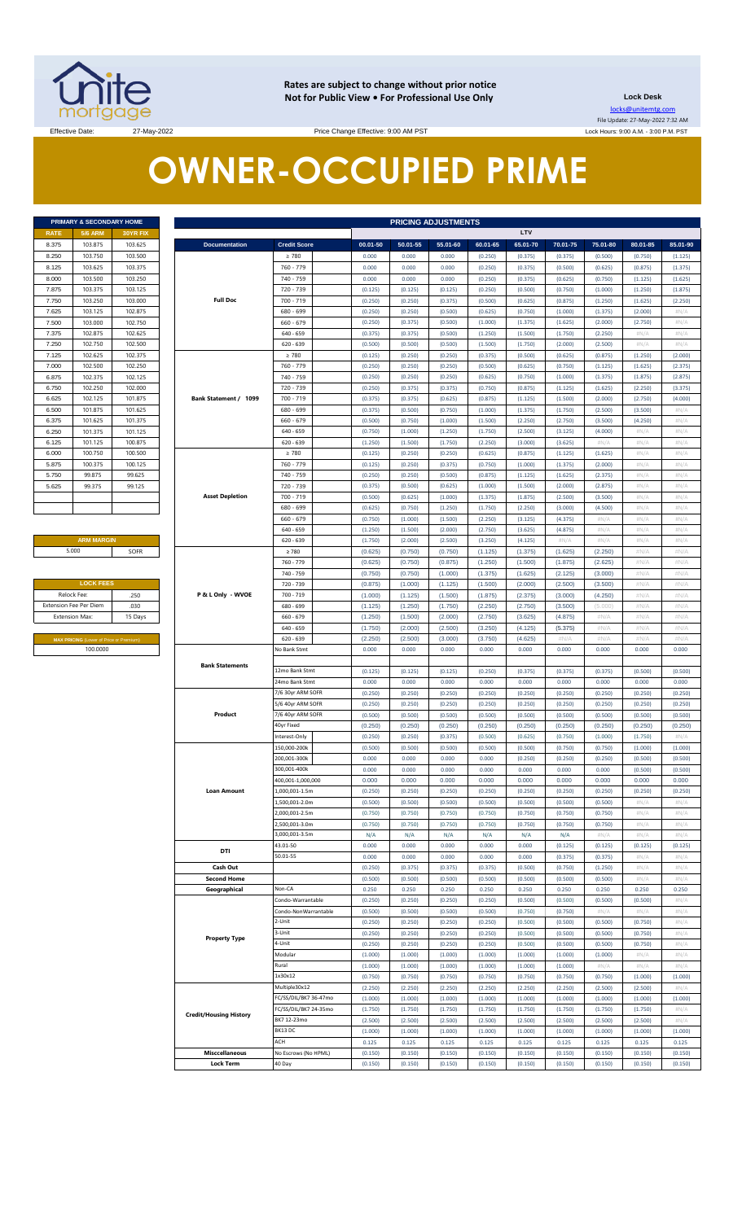**Rates are subject to change without prior notice**
**Not for Public View • For Professional Use Only**

**Lock Desk**
locks@unitemtg.com
File Update: 27-May-2022 7:32 AM
Lock Hours: 9:00 A.M. - 3:00 P.M. PST

Effective Date: 27-May-2022

Price Change Effective: 9:00 AM PST

# OWNER-OCCUPIED PRIME

| PRIMARY & SECONDARY HOME | | |
|---|---|---|
| RATE | 5/6 ARM | 30YR FIX |
| 8.375 | 103.875 | 103.625 |
| 8.250 | 103.750 | 103.500 |
| 8.125 | 103.625 | 103.375 |
| 8.000 | 103.500 | 103.250 |
| 7.875 | 103.375 | 103.125 |
| 7.750 | 103.250 | 103.000 |
| 7.625 | 103.125 | 102.875 |
| 7.500 | 103.000 | 102.750 |
| 7.375 | 102.875 | 102.625 |
| 7.250 | 102.750 | 102.500 |
| 7.125 | 102.625 | 102.375 |
| 7.000 | 102.500 | 102.250 |
| 6.875 | 102.375 | 102.125 |
| 6.750 | 102.250 | 102.000 |
| 6.625 | 102.125 | 101.875 |
| 6.500 | 101.875 | 101.625 |
| 6.375 | 101.625 | 101.375 |
| 6.250 | 101.375 | 101.125 |
| 6.125 | 101.125 | 100.875 |
| 6.000 | 100.750 | 100.500 |
| 5.875 | 100.375 | 100.125 |
| 5.750 | 99.875 | 99.625 |
| 5.625 | 99.375 | 99.125 |

| ARM MARGIN | |
|---|---|
| 5.000 | SOFR |

| LOCK FEES | |
|---|---|
| Relock Fee: | .250 |
| Extension Fee Per Diem | .030 |
| Extension Max: | 15 Days |

| MAX PRICING (Lower of Price or Premium) |
|---|
| 100.0000 |

| PRICING ADJUSTMENTS | | | | | | | | | | |
|---|---|---|---|---|---|---|---|---|---|---|
| | | LTV | | | | | | | | |
| Documentation | Credit Score | 00.01-50 | 50.01-55 | 55.01-60 | 60.01-65 | 65.01-70 | 70.01-75 | 75.01-80 | 80.01-85 | 85.01-90 |
| Full Doc | ≥ 780 | 0.000 | 0.000 | 0.000 | (0.250) | (0.375) | (0.375) | (0.500) | (0.750) | (1.125) |
| | 760 - 779 | 0.000 | 0.000 | 0.000 | (0.250) | (0.375) | (0.500) | (0.625) | (0.875) | (1.375) |
| | 740 - 759 | 0.000 | 0.000 | 0.000 | (0.250) | (0.375) | (0.625) | (0.750) | (1.125) | (1.625) |
| | 720 - 739 | (0.125) | (0.125) | (0.125) | (0.250) | (0.500) | (0.750) | (1.000) | (1.250) | (1.875) |
| | 700 - 719 | (0.250) | (0.250) | (0.375) | (0.500) | (0.625) | (0.875) | (1.250) | (1.625) | (2.250) |
| | 680 - 699 | (0.250) | (0.250) | (0.500) | (0.625) | (0.750) | (1.000) | (1.375) | (2.000) | #N/A |
| | 660 - 679 | (0.250) | (0.375) | (0.500) | (1.000) | (1.375) | (1.625) | (2.000) | (2.750) | #N/A |
| | 640 - 659 | (0.375) | (0.375) | (0.500) | (1.250) | (1.500) | (1.750) | (2.250) | #N/A | #N/A |
| | 620 - 639 | (0.500) | (0.500) | (0.500) | (1.500) | (1.750) | (2.000) | (2.500) | #N/A | #N/A |
| Bank Statement / 1099 | ≥ 780 | (0.125) | (0.250) | (0.250) | (0.375) | (0.500) | (0.625) | (0.875) | (1.250) | (2.000) |
| | 760 - 779 | (0.250) | (0.250) | (0.250) | (0.500) | (0.625) | (0.750) | (1.125) | (1.625) | (2.375) |
| | 740 - 759 | (0.250) | (0.250) | (0.250) | (0.625) | (0.750) | (1.000) | (1.375) | (1.875) | (2.875) |
| | 720 - 739 | (0.250) | (0.375) | (0.375) | (0.750) | (0.875) | (1.125) | (1.625) | (2.250) | (3.375) |
| | 700 - 719 | (0.375) | (0.375) | (0.625) | (0.875) | (1.125) | (1.500) | (2.000) | (2.750) | (4.000) |
| | 680 - 699 | (0.375) | (0.500) | (0.750) | (1.000) | (1.375) | (1.750) | (2.500) | (3.500) | #N/A |
| | 660 - 679 | (0.500) | (0.750) | (1.000) | (1.500) | (2.250) | (2.750) | (3.500) | (4.250) | #N/A |
| | 640 - 659 | (0.750) | (1.000) | (1.250) | (1.750) | (2.500) | (3.125) | (4.000) | #N/A | #N/A |
| | 620 - 639 | (1.250) | (1.500) | (1.750) | (2.250) | (3.000) | (3.625) | #N/A | #N/A | #N/A |
| Asset Depletion | ≥ 780 | (0.125) | (0.250) | (0.250) | (0.625) | (0.875) | (1.125) | (1.625) | #N/A | #N/A |
| | 760 - 779 | (0.125) | (0.250) | (0.375) | (0.750) | (1.000) | (1.375) | (2.000) | #N/A | #N/A |
| | 740 - 759 | (0.250) | (0.250) | (0.500) | (0.875) | (1.125) | (1.625) | (2.375) | #N/A | #N/A |
| | 720 - 739 | (0.375) | (0.500) | (0.625) | (1.000) | (1.500) | (2.000) | (2.875) | #N/A | #N/A |
| | 700 - 719 | (0.500) | (0.625) | (1.000) | (1.375) | (1.875) | (2.500) | (3.500) | #N/A | #N/A |
| | 680 - 699 | (0.625) | (0.750) | (1.250) | (1.750) | (2.250) | (3.000) | (4.500) | #N/A | #N/A |
| | 660 - 679 | (0.750) | (1.000) | (1.500) | (2.250) | (3.125) | (4.375) | #N/A | #N/A | #N/A |
| | 640 - 659 | (1.250) | (1.500) | (2.000) | (2.750) | (3.625) | (4.875) | #N/A | #N/A | #N/A |
| | 620 - 639 | (1.750) | (2.000) | (2.500) | (3.250) | (4.125) | #N/A | #N/A | #N/A | #N/A |
| P & L Only - WVOE | ≥ 780 | (0.625) | (0.750) | (0.750) | (1.125) | (1.375) | (1.625) | (2.250) | #N/A | #N/A |
| | 760 - 779 | (0.625) | (0.750) | (0.875) | (1.250) | (1.500) | (1.875) | (2.625) | #N/A | #N/A |
| | 740 - 759 | (0.750) | (0.750) | (1.000) | (1.375) | (1.625) | (2.125) | (3.000) | #N/A | #N/A |
| | 720 - 739 | (0.875) | (1.000) | (1.125) | (1.500) | (2.000) | (2.500) | (3.500) | #N/A | #N/A |
| | 700 - 719 | (1.000) | (1.125) | (1.500) | (1.875) | (2.375) | (3.000) | (4.250) | #N/A | #N/A |
| | 680 - 699 | (1.125) | (1.250) | (1.750) | (2.250) | (2.750) | (3.500) | (5.000) | #N/A | #N/A |
| | 660 - 679 | (1.250) | (1.500) | (2.000) | (2.750) | (3.625) | (4.875) | #N/A | #N/A | #N/A |
| | 640 - 659 | (1.750) | (2.000) | (2.500) | (3.250) | (4.125) | (5.375) | #N/A | #N/A | #N/A |
| | 620 - 639 | (2.250) | (2.500) | (3.000) | (3.750) | (4.625) | #N/A | #N/A | #N/A | #N/A |
| Bank Statements | No Bank Stmt | 0.000 | 0.000 | 0.000 | 0.000 | 0.000 | 0.000 | 0.000 | 0.000 | 0.000 |
| | 12mo Bank Stmt | (0.125) | (0.125) | (0.125) | (0.250) | (0.375) | (0.375) | (0.375) | (0.500) | (0.500) |
| | 24mo Bank Stmt | 0.000 | 0.000 | 0.000 | 0.000 | 0.000 | 0.000 | 0.000 | 0.000 | 0.000 |
| Product | 7/6 30yr ARM SOFR | (0.250) | (0.250) | (0.250) | (0.250) | (0.250) | (0.250) | (0.250) | (0.250) | (0.250) |
| | 5/6 40yr ARM SOFR | (0.250) | (0.250) | (0.250) | (0.250) | (0.250) | (0.250) | (0.250) | (0.250) | (0.250) |
| | 7/6 40yr ARM SOFR | (0.500) | (0.500) | (0.500) | (0.500) | (0.500) | (0.500) | (0.500) | (0.500) | (0.500) |
| | 40yr Fixed | (0.250) | (0.250) | (0.250) | (0.250) | (0.250) | (0.250) | (0.250) | (0.250) | (0.250) |
| | Interest-Only | (0.250) | (0.250) | (0.375) | (0.500) | (0.625) | (0.750) | (1.000) | (1.750) | #N/A |
| Loan Amount | 150,000-200k | (0.500) | (0.500) | (0.500) | (0.500) | (0.500) | (0.750) | (0.750) | (1.000) | (1.000) |
| | 200,001-300k | 0.000 | 0.000 | 0.000 | 0.000 | (0.250) | (0.250) | (0.250) | (0.500) | (0.500) |
| | 300,001-400k | 0.000 | 0.000 | 0.000 | 0.000 | 0.000 | 0.000 | 0.000 | (0.500) | (0.500) |
| | 400,001-1,000,000 | 0.000 | 0.000 | 0.000 | 0.000 | 0.000 | 0.000 | 0.000 | 0.000 | 0.000 |
| | 1,000,001-1.5m | (0.250) | (0.250) | (0.250) | (0.250) | (0.250) | (0.250) | (0.250) | (0.250) | (0.250) |
| | 1,500,001-2.0m | (0.500) | (0.500) | (0.500) | (0.500) | (0.500) | (0.500) | (0.500) | #N/A | #N/A |
| | 2,000,001-2.5m | (0.750) | (0.750) | (0.750) | (0.750) | (0.750) | (0.750) | (0.750) | #N/A | #N/A |
| | 2,500,001-3.0m | (0.750) | (0.750) | (0.750) | (0.750) | (0.750) | (0.750) | (0.750) | #N/A | #N/A |
| | 3,000,001-3.5m | N/A | N/A | N/A | N/A | N/A | N/A | #N/A | #N/A | #N/A |
| DTI | 43.01-50 | 0.000 | 0.000 | 0.000 | 0.000 | 0.000 | (0.125) | (0.125) | (0.125) | (0.125) |
| | 50.01-55 | 0.000 | 0.000 | 0.000 | 0.000 | 0.000 | (0.375) | (0.375) | #N/A | #N/A |
| Cash Out | | (0.250) | (0.375) | (0.375) | (0.375) | (0.500) | (0.750) | (1.250) | #N/A | #N/A |
| Second Home | | (0.500) | (0.500) | (0.500) | (0.500) | (0.500) | (0.500) | (0.500) | #N/A | #N/A |
| Geographical | Non-CA | 0.250 | 0.250 | 0.250 | 0.250 | 0.250 | 0.250 | 0.250 | 0.250 | 0.250 |
| Property Type | Condo-Warrantable | (0.250) | (0.250) | (0.250) | (0.250) | (0.500) | (0.500) | (0.500) | (0.500) | #N/A |
| | Condo-NonWarrantable | (0.500) | (0.500) | (0.500) | (0.500) | (0.750) | (0.750) | #N/A | #N/A | #N/A |
| | 2-Unit | (0.250) | (0.250) | (0.250) | (0.250) | (0.500) | (0.500) | (0.500) | (0.750) | #N/A |
| | 3-Unit | (0.250) | (0.250) | (0.250) | (0.250) | (0.500) | (0.500) | (0.500) | (0.750) | #N/A |
| | 4-Unit | (0.250) | (0.250) | (0.250) | (0.250) | (0.500) | (0.500) | (0.500) | (0.750) | #N/A |
| | Modular | (1.000) | (1.000) | (1.000) | (1.000) | (1.000) | (1.000) | (1.000) | #N/A | #N/A |
| | Rural | (1.000) | (1.000) | (1.000) | (1.000) | (1.000) | (1.000) | #N/A | #N/A | #N/A |
| Credit/Housing History | 1x30x12 | (0.750) | (0.750) | (0.750) | (0.750) | (0.750) | (0.750) | (0.750) | (1.000) | (1.000) |
| | Multiple30x12 | (2.250) | (2.250) | (2.250) | (2.250) | (2.250) | (2.250) | (2.500) | (2.500) | #N/A |
| | FC/SS/DIL/BK7 36-47mo | (1.000) | (1.000) | (1.000) | (1.000) | (1.000) | (1.000) | (1.000) | (1.000) | (1.000) |
| | FC/SS/DIL/BK7 24-35mo | (1.750) | (1.750) | (1.750) | (1.750) | (1.750) | (1.750) | (1.750) | (1.750) | #N/A |
| | BK7 12-23mo | (2.500) | (2.500) | (2.500) | (2.500) | (2.500) | (2.500) | (2.500) | (2.500) | #N/A |
| | BK13 DC | (1.000) | (1.000) | (1.000) | (1.000) | (1.000) | (1.000) | (1.000) | (1.000) | (1.000) |
| | ACH | 0.125 | 0.125 | 0.125 | 0.125 | 0.125 | 0.125 | 0.125 | 0.125 | 0.125 |
| Misccellaneous | No Escrows (No HPML) | (0.150) | (0.150) | (0.150) | (0.150) | (0.150) | (0.150) | (0.150) | (0.150) | (0.150) |
| Lock Term | 40 Day | (0.150) | (0.150) | (0.150) | (0.150) | (0.150) | (0.150) | (0.150) | (0.150) | (0.150) |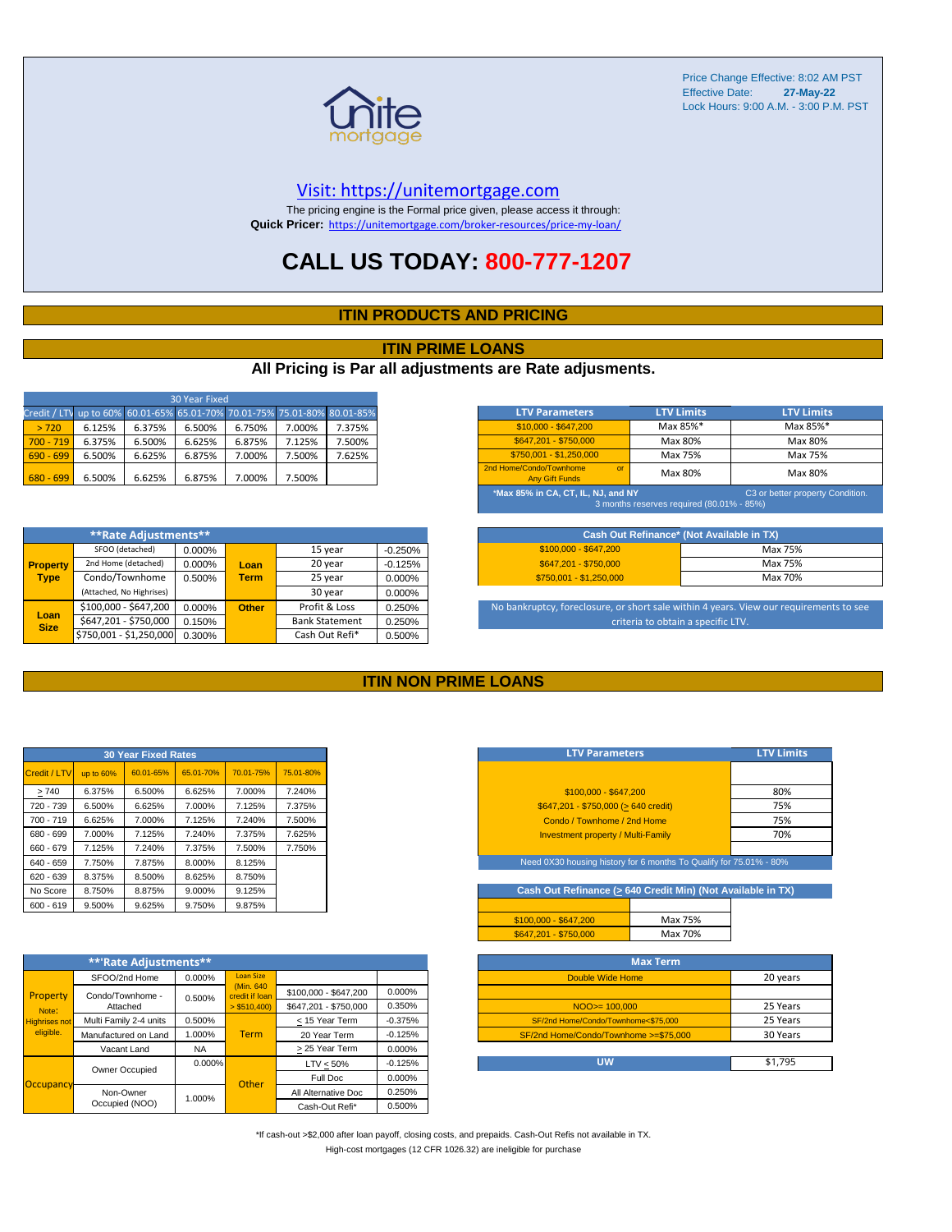Price Change Effective: 8:02 AM PST
Effective Date: **27-May-22**
Lock Hours: 9:00 A.M. - 3:00 P.M. PST

unite mortgage

Visit: https://unitemortgage.com

The pricing engine is the Formal price given, please access it through:
**Quick Pricer:** https://unitemortgage.com/broker-resources/price-my-loan/

# CALL US TODAY: 800-777-1207

## ITIN PRODUCTS AND PRICING

## ITIN PRIME LOANS

### All Pricing is Par all adjustments are Rate adjusments.

| 30 Year Fixed | | | | | | |
|---|---|---|---|---|---|---|
| Credit / LTV | up to 60% | 60.01-65% | 65.01-70% | 70.01-75% | 75.01-80% | 80.01-85% |
| > 720 | 6.125% | 6.375% | 6.500% | 6.750% | 7.000% | 7.375% |
| 700 - 719 | 6.375% | 6.500% | 6.625% | 6.875% | 7.125% | 7.500% |
| 690 - 699 | 6.500% | 6.625% | 6.875% | 7.000% | 7.500% | 7.625% |
| 680 - 699 | 6.500% | 6.625% | 6.875% | 7.000% | 7.500% | |

| LTV Parameters | LTV Limits | LTV Limits |
|---|---|---|
| $10,000 - $647,200 | Max 85%* | Max 85%* |
| $647,201 - $750,000 | Max 80% | Max 80% |
| $750,001 - $1,250,000 | Max 75% | Max 75% |
| 2nd Home/Condo/Townhome or Any Gift Funds | Max 80% | Max 80% |

*Max 85% in CA, CT, IL, NJ, and NY — C3 or better property Condition. 3 months reserves required (80.01% - 85%)

| **Rate Adjustments** | | | | | |
|---|---|---|---|---|---|
| Property Type | SFOO (detached) | 0.000% | Loan Term | 15 year | -0.250% |
| | 2nd Home (detached) | 0.000% | | 20 year | -0.125% |
| | Condo/Townhome | 0.500% | | 25 year | 0.000% |
| | (Attached, No Highrises) | | | 30 year | 0.000% |
| Loan Size | $100,000 - $647,200 | 0.000% | Other | Profit & Loss | 0.250% |
| | $647,201 - $750,000 | 0.150% | | Bank Statement | 0.250% |
| | $750,001 - $1,250,000 | 0.300% | | Cash Out Refi* | 0.500% |

| Cash Out Refinance* (Not Available in TX) | |
|---|---|
| $100,000 - $647,200 | Max 75% |
| $647,201 - $750,000 | Max 75% |
| $750,001 - $1,250,000 | Max 70% |

No bankruptcy, foreclosure, or short sale within 4 years. View our requirements to see criteria to obtain a specific LTV.

## ITIN NON PRIME LOANS

| 30 Year Fixed Rates | | | | | |
|---|---|---|---|---|---|
| Credit / LTV | up to 60% | 60.01-65% | 65.01-70% | 70.01-75% | 75.01-80% |
| > 740 | 6.375% | 6.500% | 6.625% | 7.000% | 7.240% |
| 720 - 739 | 6.500% | 6.625% | 7.000% | 7.125% | 7.375% |
| 700 - 719 | 6.625% | 7.000% | 7.125% | 7.240% | 7.500% |
| 680 - 699 | 7.000% | 7.125% | 7.240% | 7.375% | 7.625% |
| 660 - 679 | 7.125% | 7.240% | 7.375% | 7.500% | 7.750% |
| 640 - 659 | 7.750% | 7.875% | 8.000% | 8.125% | |
| 620 - 639 | 8.375% | 8.500% | 8.625% | 8.750% | |
| No Score | 8.750% | 8.875% | 9.000% | 9.125% | |
| 600 - 619 | 9.500% | 9.625% | 9.750% | 9.875% | |

| LTV Parameters | LTV Limits |
|---|---|
| $100,000 - $647,200 | 80% |
| $647,201 - $750,000 (> 640 credit) | 75% |
| Condo / Townhome / 2nd Home | 75% |
| Investment property / Multi-Family | 70% |

Need 0X30 housing history for 6 months To Qualify for 75.01% - 80%

| Cash Out Refinance (> 640 Credit Min) (Not Available in TX) | |
|---|---|
| $100,000 - $647,200 | Max 75% |
| $647,201 - $750,000 | Max 70% |

| **Rate Adjustments** | | | | | |
|---|---|---|---|---|---|
| Property (Note: Highrises not eligible.) | SFOO/2nd Home | 0.000% | Loan Size (Min. 640 credit if loan > $510,400) | | |
| | Condo/Townhome - Attached | 0.500% | | $100,000 - $647,200 | 0.000% |
| | | | | $647,201 - $750,000 | 0.350% |
| | Multi Family 2-4 units | 0.500% | Term | < 15 Year Term | -0.375% |
| | Manufactured on Land | 1.000% | | 20 Year Term | -0.125% |
| | Vacant Land | NA | | > 25 Year Term | 0.000% |
| Occupancy | Owner Occupied | 0.000% | Other | LTV < 50% | -0.125% |
| | | | | Full Doc | 0.000% |
| | Non-Owner Occupied (NOO) | 1.000% | | All Alternative Doc | 0.250% |
| | | | | Cash-Out Refi* | 0.500% |

| Max Term | |
|---|---|
| Double Wide Home | 20 years |
| NOO>= 100,000 | 25 Years |
| SF/2nd Home/Condo/Townhome<$75,000 | 25 Years |
| SF/2nd Home/Condo/Townhome >=$75,000 | 30 Years |

| UW | $1,795 |
|---|---|

*If cash-out >$2,000 after loan payoff, closing costs, and prepaids. Cash-Out Refis not available in TX.

High-cost mortgages (12 CFR 1026.32) are ineligible for purchase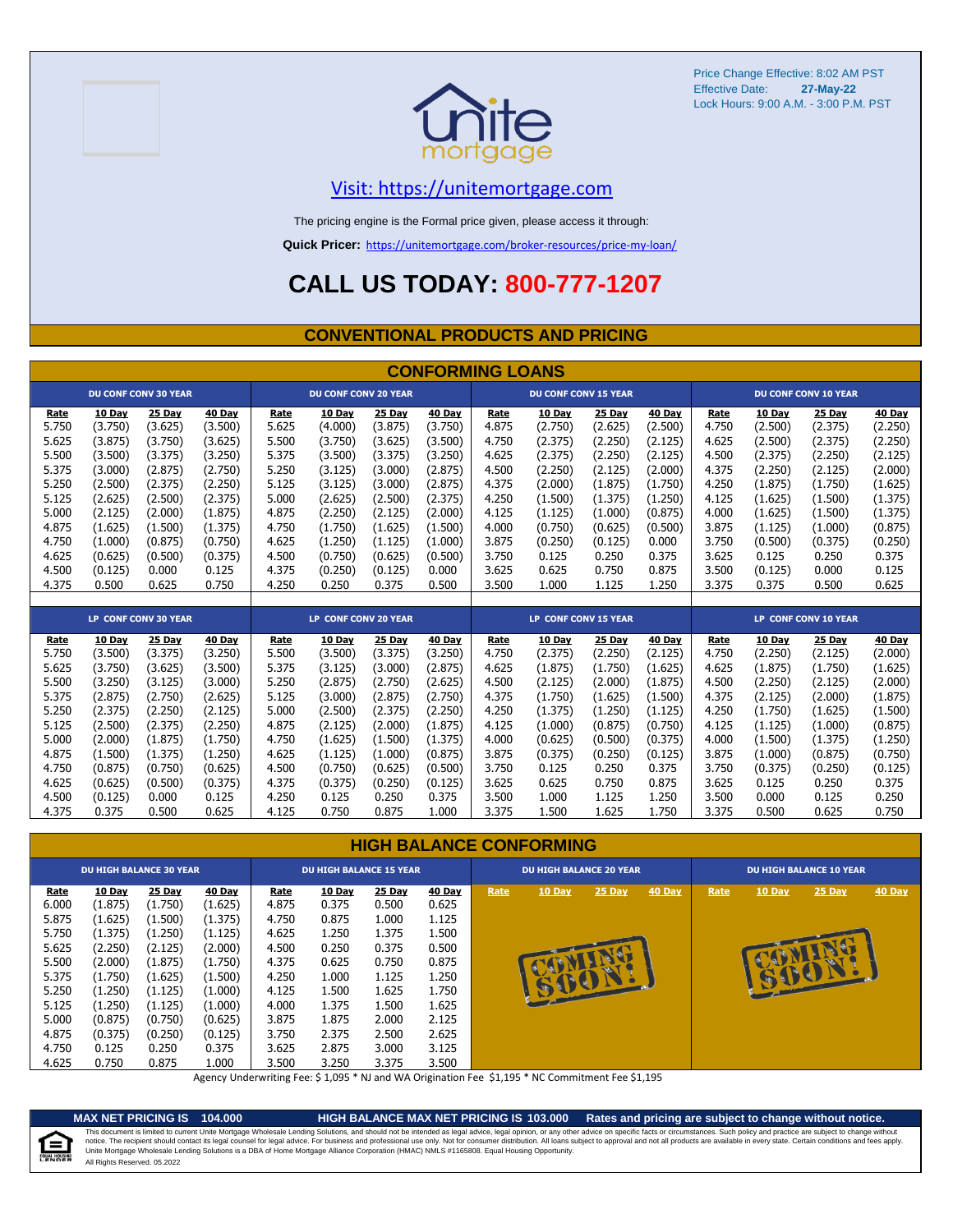Price Change Effective: 8:02 AM PST
Effective Date: **27-May-22**
Lock Hours: 9:00 A.M. - 3:00 P.M. PST

unite mortgage

Visit: https://unitemortgage.com

The pricing engine is the Formal price given, please access it through:

**Quick Pricer:** https://unitemortgage.com/broker-resources/price-my-loan/

# CALL US TODAY: 800-777-1207

## CONVENTIONAL PRODUCTS AND PRICING

### CONFORMING LOANS

| DU CONF CONV 30 YEAR | | | | DU CONF CONV 20 YEAR | | | | DU CONF CONV 15 YEAR | | | | DU CONF CONV 10 YEAR | | | |
|---|---|---|---|---|---|---|---|---|---|---|---|---|---|---|---|
| Rate | 10 Day | 25 Day | 40 Day | Rate | 10 Day | 25 Day | 40 Day | Rate | 10 Day | 25 Day | 40 Day | Rate | 10 Day | 25 Day | 40 Day |
| 5.750 | (3.750) | (3.625) | (3.500) | 5.625 | (4.000) | (3.875) | (3.750) | 4.875 | (2.750) | (2.625) | (2.500) | 4.750 | (2.500) | (2.375) | (2.250) |
| 5.625 | (3.875) | (3.750) | (3.625) | 5.500 | (3.750) | (3.625) | (3.500) | 4.750 | (2.375) | (2.250) | (2.125) | 4.625 | (2.500) | (2.375) | (2.250) |
| 5.500 | (3.500) | (3.375) | (3.250) | 5.375 | (3.500) | (3.375) | (3.250) | 4.625 | (2.375) | (2.250) | (2.125) | 4.500 | (2.375) | (2.250) | (2.125) |
| 5.375 | (3.000) | (2.875) | (2.750) | 5.250 | (3.125) | (3.000) | (2.875) | 4.500 | (2.250) | (2.125) | (2.000) | 4.375 | (2.250) | (2.125) | (2.000) |
| 5.250 | (2.500) | (2.375) | (2.250) | 5.125 | (3.125) | (3.000) | (2.875) | 4.375 | (2.000) | (1.875) | (1.750) | 4.250 | (1.875) | (1.750) | (1.625) |
| 5.125 | (2.625) | (2.500) | (2.375) | 5.000 | (2.625) | (2.500) | (2.375) | 4.250 | (1.500) | (1.375) | (1.250) | 4.125 | (1.625) | (1.500) | (1.375) |
| 5.000 | (2.125) | (2.000) | (1.875) | 4.875 | (2.250) | (2.125) | (2.000) | 4.125 | (1.125) | (1.000) | (0.875) | 4.000 | (1.625) | (1.500) | (1.375) |
| 4.875 | (1.625) | (1.500) | (1.375) | 4.750 | (1.750) | (1.625) | (1.500) | 4.000 | (0.750) | (0.625) | (0.500) | 3.875 | (1.125) | (1.000) | (0.875) |
| 4.750 | (1.000) | (0.875) | (0.750) | 4.625 | (1.250) | (1.125) | (1.000) | 3.875 | (0.250) | (0.125) | 0.000 | 3.750 | (0.500) | (0.375) | (0.250) |
| 4.625 | (0.625) | (0.500) | (0.375) | 4.500 | (0.750) | (0.625) | (0.500) | 3.750 | 0.125 | 0.250 | 0.375 | 3.625 | 0.125 | 0.250 | 0.375 |
| 4.500 | (0.125) | 0.000 | 0.125 | 4.375 | (0.250) | (0.125) | 0.000 | 3.625 | 0.625 | 0.750 | 0.875 | 3.500 | (0.125) | 0.000 | 0.125 |
| 4.375 | 0.500 | 0.625 | 0.750 | 4.250 | 0.250 | 0.375 | 0.500 | 3.500 | 1.000 | 1.125 | 1.250 | 3.375 | 0.375 | 0.500 | 0.625 |

| LP CONF CONV 30 YEAR | | | | LP CONF CONV 20 YEAR | | | | LP CONF CONV 15 YEAR | | | | LP CONF CONV 10 YEAR | | | |
|---|---|---|---|---|---|---|---|---|---|---|---|---|---|---|---|
| Rate | 10 Day | 25 Day | 40 Day | Rate | 10 Day | 25 Day | 40 Day | Rate | 10 Day | 25 Day | 40 Day | Rate | 10 Day | 25 Day | 40 Day |
| 5.750 | (3.500) | (3.375) | (3.250) | 5.500 | (3.500) | (3.375) | (3.250) | 4.750 | (2.375) | (2.250) | (2.125) | 4.750 | (2.250) | (2.125) | (2.000) |
| 5.625 | (3.750) | (3.625) | (3.500) | 5.375 | (3.125) | (3.000) | (2.875) | 4.625 | (1.875) | (1.750) | (1.625) | 4.625 | (1.875) | (1.750) | (1.625) |
| 5.500 | (3.250) | (3.125) | (3.000) | 5.250 | (2.875) | (2.750) | (2.625) | 4.500 | (2.125) | (2.000) | (1.875) | 4.500 | (2.250) | (2.125) | (2.000) |
| 5.375 | (2.875) | (2.750) | (2.625) | 5.125 | (3.000) | (2.875) | (2.750) | 4.375 | (1.750) | (1.625) | (1.500) | 4.375 | (2.125) | (2.000) | (1.875) |
| 5.250 | (2.375) | (2.250) | (2.125) | 5.000 | (2.500) | (2.375) | (2.250) | 4.250 | (1.375) | (1.250) | (1.125) | 4.250 | (1.750) | (1.625) | (1.500) |
| 5.125 | (2.500) | (2.375) | (2.250) | 4.875 | (2.125) | (2.000) | (1.875) | 4.125 | (1.000) | (0.875) | (0.750) | 4.125 | (1.125) | (1.000) | (0.875) |
| 5.000 | (2.000) | (1.875) | (1.750) | 4.750 | (1.625) | (1.500) | (1.375) | 4.000 | (0.625) | (0.500) | (0.375) | 4.000 | (1.500) | (1.375) | (1.250) |
| 4.875 | (1.500) | (1.375) | (1.250) | 4.625 | (1.125) | (1.000) | (0.875) | 3.875 | (0.375) | (0.250) | (0.125) | 3.875 | (1.000) | (0.875) | (0.750) |
| 4.750 | (0.875) | (0.750) | (0.625) | 4.500 | (0.750) | (0.625) | (0.500) | 3.750 | 0.125 | 0.250 | 0.375 | 3.750 | (0.375) | (0.250) | (0.125) |
| 4.625 | (0.625) | (0.500) | (0.375) | 4.375 | (0.375) | (0.250) | (0.125) | 3.625 | 0.625 | 0.750 | 0.875 | 3.625 | 0.125 | 0.250 | 0.375 |
| 4.500 | (0.125) | 0.000 | 0.125 | 4.250 | 0.125 | 0.250 | 0.375 | 3.500 | 1.000 | 1.125 | 1.250 | 3.500 | 0.000 | 0.125 | 0.250 |
| 4.375 | 0.375 | 0.500 | 0.625 | 4.125 | 0.750 | 0.875 | 1.000 | 3.375 | 1.500 | 1.625 | 1.750 | 3.375 | 0.500 | 0.625 | 0.750 |

### HIGH BALANCE CONFORMING

| DU HIGH BALANCE 30 YEAR | | | | DU HIGH BALANCE 15 YEAR | | | | DU HIGH BALANCE 20 YEAR | | | | DU HIGH BALANCE 10 YEAR | | | |
|---|---|---|---|---|---|---|---|---|---|---|---|---|---|---|---|
| Rate | 10 Day | 25 Day | 40 Day | Rate | 10 Day | 25 Day | 40 Day | Rate | 10 Day | 25 Day | 40 Day | Rate | 10 Day | 25 Day | 40 Day |
| 6.000 | (1.875) | (1.750) | (1.625) | 4.875 | 0.375 | 0.500 | 0.625 | COMING SOON! | | | | COMING SOON! | | | |
| 5.875 | (1.625) | (1.500) | (1.375) | 4.750 | 0.875 | 1.000 | 1.125 | | | | | | | | |
| 5.750 | (1.375) | (1.250) | (1.125) | 4.625 | 1.250 | 1.375 | 1.500 | | | | | | | | |
| 5.625 | (2.250) | (2.125) | (2.000) | 4.500 | 0.250 | 0.375 | 0.500 | | | | | | | | |
| 5.500 | (2.000) | (1.875) | (1.750) | 4.375 | 0.625 | 0.750 | 0.875 | | | | | | | | |
| 5.375 | (1.750) | (1.625) | (1.500) | 4.250 | 1.000 | 1.125 | 1.250 | | | | | | | | |
| 5.250 | (1.250) | (1.125) | (1.000) | 4.125 | 1.500 | 1.625 | 1.750 | | | | | | | | |
| 5.125 | (1.250) | (1.125) | (1.000) | 4.000 | 1.375 | 1.500 | 1.625 | | | | | | | | |
| 5.000 | (0.875) | (0.750) | (0.625) | 3.875 | 1.875 | 2.000 | 2.125 | | | | | | | | |
| 4.875 | (0.375) | (0.250) | (0.125) | 3.750 | 2.375 | 2.500 | 2.625 | | | | | | | | |
| 4.750 | 0.125 | 0.250 | 0.375 | 3.625 | 2.875 | 3.000 | 3.125 | | | | | | | | |
| 4.625 | 0.750 | 0.875 | 1.000 | 3.500 | 3.250 | 3.375 | 3.500 | | | | | | | | |

Agency Underwriting Fee: $ 1,095 * NJ and WA Origination Fee $1,195 * NC Commitment Fee $1,195

**MAX NET PRICING IS 104.000** **HIGH BALANCE MAX NET PRICING IS 103.000** **Rates and pricing are subject to change without notice.**

This document is limited to current Unite Mortgage Wholesale Lending Solutions, and should not be intended as legal advice, legal opinion, or any other advice on specific facts or circumstances. Such policy and practice are subject to change without notice. The recipient should contact its legal counsel for legal advice. For business and professional use only. Not for consumer distribution. All loans subject to approval and not all products are available in every state. Certain conditions and fees apply. Unite Mortgage Wholesale Lending Solutions is a DBA of Home Mortgage Alliance Corporation (HMAC) NMLS #1165808. Equal Housing Opportunity.
All Rights Reserved. 05.2022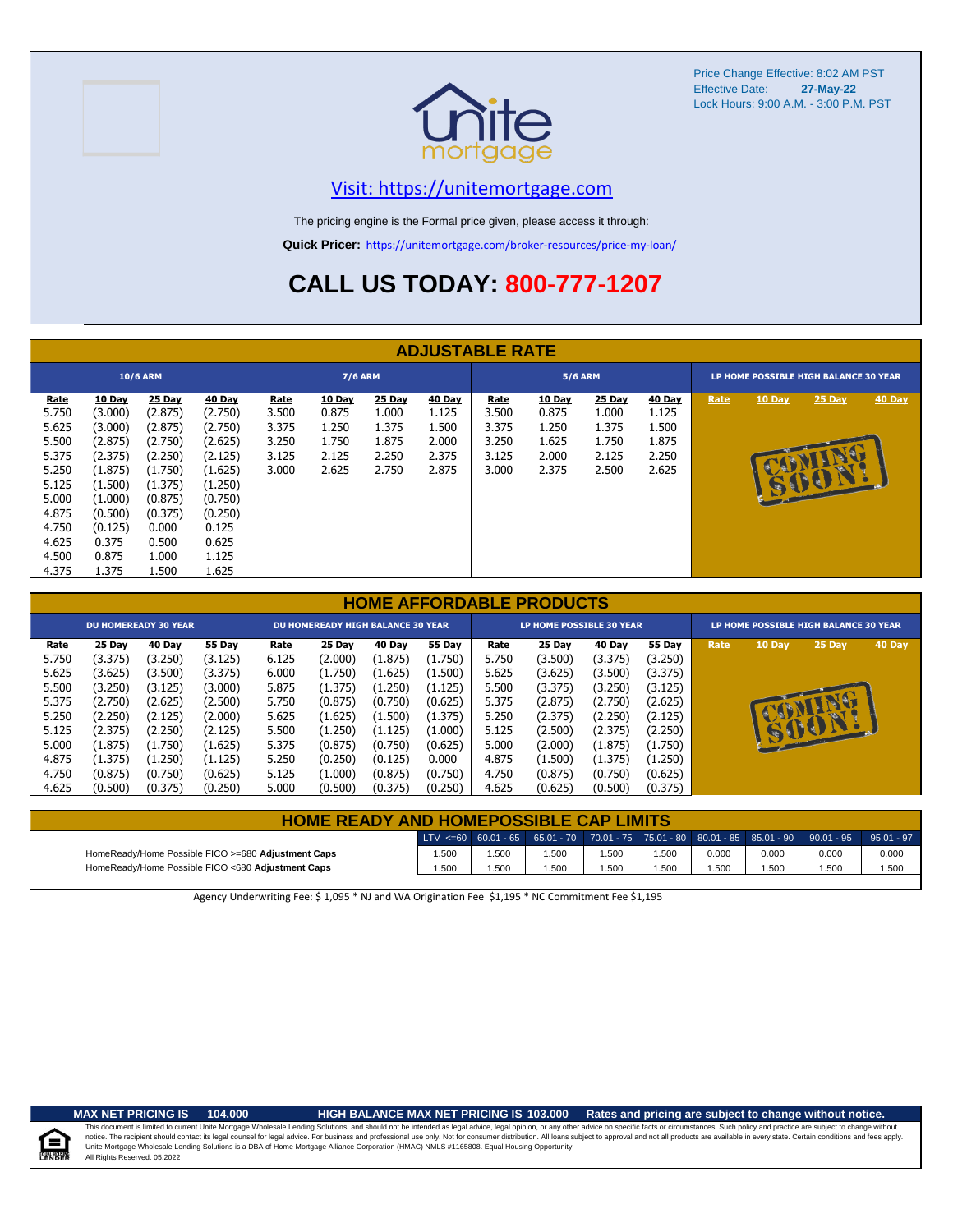Price Change Effective: 8:02 AM PST
Effective Date: **27-May-22**
Lock Hours: 9:00 A.M. - 3:00 P.M. PST

Visit: https://unitemortgage.com

The pricing engine is the Formal price given, please access it through:

**Quick Pricer:** https://unitemortgage.com/broker-resources/price-my-loan/

# CALL US TODAY: 800-777-1207

## ADJUSTABLE RATE

| 10/6 ARM | | | | 7/6 ARM | | | | 5/6 ARM | | | | LP HOME POSSIBLE HIGH BALANCE 30 YEAR | | | |
|---|---|---|---|---|---|---|---|---|---|---|---|---|---|---|---|
| Rate | 10 Day | 25 Day | 40 Day | Rate | 10 Day | 25 Day | 40 Day | Rate | 10 Day | 25 Day | 40 Day | Rate | 10 Day | 25 Day | 40 Day |
| 5.750 | (3.000) | (2.875) | (2.750) | 3.500 | 0.875 | 1.000 | 1.125 | 3.500 | 0.875 | 1.000 | 1.125 | COMING SOON! | | | |
| 5.625 | (3.000) | (2.875) | (2.750) | 3.375 | 1.250 | 1.375 | 1.500 | 3.375 | 1.250 | 1.375 | 1.500 | | | | |
| 5.500 | (2.875) | (2.750) | (2.625) | 3.250 | 1.750 | 1.875 | 2.000 | 3.250 | 1.625 | 1.750 | 1.875 | | | | |
| 5.375 | (2.375) | (2.250) | (2.125) | 3.125 | 2.125 | 2.250 | 2.375 | 3.125 | 2.000 | 2.125 | 2.250 | | | | |
| 5.250 | (1.875) | (1.750) | (1.625) | 3.000 | 2.625 | 2.750 | 2.875 | 3.000 | 2.375 | 2.500 | 2.625 | | | | |
| 5.125 | (1.500) | (1.375) | (1.250) | | | | | | | | | | | | |
| 5.000 | (1.000) | (0.875) | (0.750) | | | | | | | | | | | | |
| 4.875 | (0.500) | (0.375) | (0.250) | | | | | | | | | | | | |
| 4.750 | (0.125) | 0.000 | 0.125 | | | | | | | | | | | | |
| 4.625 | 0.375 | 0.500 | 0.625 | | | | | | | | | | | | |
| 4.500 | 0.875 | 1.000 | 1.125 | | | | | | | | | | | | |
| 4.375 | 1.375 | 1.500 | 1.625 | | | | | | | | | | | | |

## HOME AFFORDABLE PRODUCTS

| DU HOMEREADY 30 YEAR | | | | DU HOMEREADY HIGH BALANCE 30 YEAR | | | | LP HOME POSSIBLE 30 YEAR | | | | LP HOME POSSIBLE HIGH BALANCE 30 YEAR | | | |
|---|---|---|---|---|---|---|---|---|---|---|---|---|---|---|---|
| Rate | 25 Day | 40 Day | 55 Day | Rate | 25 Day | 40 Day | 55 Day | Rate | 25 Day | 40 Day | 55 Day | Rate | 10 Day | 25 Day | 40 Day |
| 5.750 | (3.375) | (3.250) | (3.125) | 6.125 | (2.000) | (1.875) | (1.750) | 5.750 | (3.500) | (3.375) | (3.250) | COMING SOON! | | | |
| 5.625 | (3.625) | (3.500) | (3.375) | 6.000 | (1.750) | (1.625) | (1.500) | 5.625 | (3.625) | (3.500) | (3.375) | | | | |
| 5.500 | (3.250) | (3.125) | (3.000) | 5.875 | (1.375) | (1.250) | (1.125) | 5.500 | (3.375) | (3.250) | (3.125) | | | | |
| 5.375 | (2.750) | (2.625) | (2.500) | 5.750 | (0.875) | (0.750) | (0.625) | 5.375 | (2.875) | (2.750) | (2.625) | | | | |
| 5.250 | (2.250) | (2.125) | (2.000) | 5.625 | (1.625) | (1.500) | (1.375) | 5.250 | (2.375) | (2.250) | (2.125) | | | | |
| 5.125 | (2.375) | (2.250) | (2.125) | 5.500 | (1.250) | (1.125) | (1.000) | 5.125 | (2.500) | (2.375) | (2.250) | | | | |
| 5.000 | (1.875) | (1.750) | (1.625) | 5.375 | (0.875) | (0.750) | (0.625) | 5.000 | (2.000) | (1.875) | (1.750) | | | | |
| 4.875 | (1.375) | (1.250) | (1.125) | 5.250 | (0.250) | (0.125) | 0.000 | 4.875 | (1.500) | (1.375) | (1.250) | | | | |
| 4.750 | (0.875) | (0.750) | (0.625) | 5.125 | (1.000) | (0.875) | (0.750) | 4.750 | (0.875) | (0.750) | (0.625) | | | | |
| 4.625 | (0.500) | (0.375) | (0.250) | 5.000 | (0.500) | (0.375) | (0.250) | 4.625 | (0.625) | (0.500) | (0.375) | | | | |

## HOME READY AND HOMEPOSSIBLE CAP LIMITS

| | LTV <=60 | 60.01 - 65 | 65.01 - 70 | 70.01 - 75 | 75.01 - 80 | 80.01 - 85 | 85.01 - 90 | 90.01 - 95 | 95.01 - 97 |
|---|---|---|---|---|---|---|---|---|---|
| HomeReady/Home Possible FICO >=680 **Adjustment Caps** | 1.500 | 1.500 | 1.500 | 1.500 | 1.500 | 0.000 | 0.000 | 0.000 | 0.000 |
| HomeReady/Home Possible FICO <680 **Adjustment Caps** | 1.500 | 1.500 | 1.500 | 1.500 | 1.500 | 1.500 | 1.500 | 1.500 | 1.500 |

Agency Underwriting Fee: $ 1,095 * NJ and WA Origination Fee $1,195 * NC Commitment Fee $1,195

**MAX NET PRICING IS 104.000** **HIGH BALANCE MAX NET PRICING IS 103.000** **Rates and pricing are subject to change without notice.**

This document is limited to current Unite Mortgage Wholesale Lending Solutions, and should not be intended as legal advice, legal opinion, or any other advice on specific facts or circumstances. Such policy and practice are subject to change without notice. The recipient should contact its legal counsel for legal advice. For business and professional use only. Not for consumer distribution. All loans subject to approval and not all products are available in every state. Certain conditions and fees apply. Unite Mortgage Wholesale Lending Solutions is a DBA of Home Mortgage Alliance Corporation (HMAC) NMLS #1165808. Equal Housing Opportunity.
All Rights Reserved. 05.2022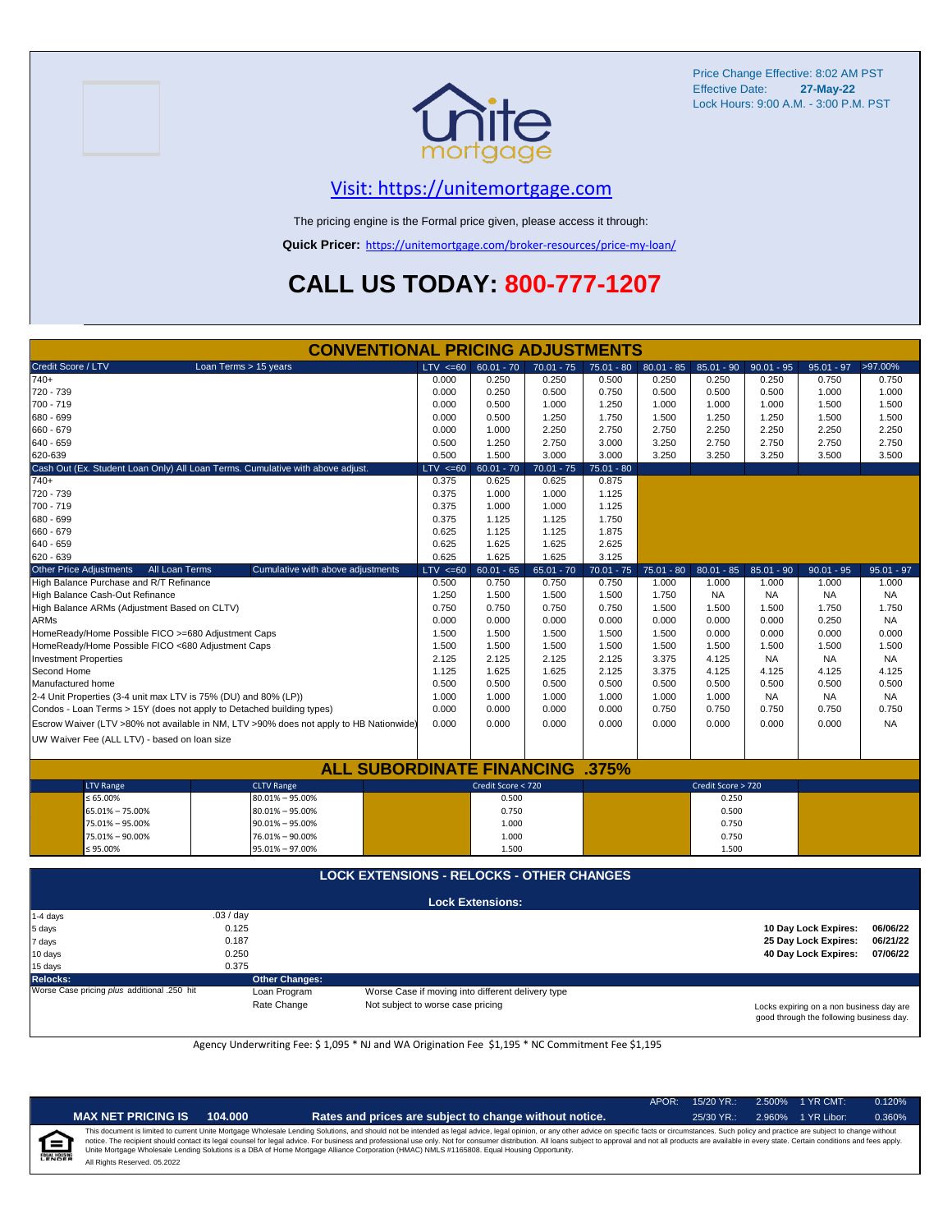Price Change Effective: 8:02 AM PST
Effective Date: **27-May-22**
Lock Hours: 9:00 A.M. - 3:00 P.M. PST

## Visit: https://unitemortgage.com

The pricing engine is the Formal price given, please access it through:

**Quick Pricer:** https://unitemortgage.com/broker-resources/price-my-loan/

# CALL US TODAY: 800-777-1207

## CONVENTIONAL PRICING ADJUSTMENTS

| Credit Score / LTV — Loan Terms > 15 years | LTV <=60 | 60.01 - 70 | 70.01 - 75 | 75.01 - 80 | 80.01 - 85 | 85.01 - 90 | 90.01 - 95 | 95.01 - 97 | >97.00% |
|---|---|---|---|---|---|---|---|---|---|
| 740+ | 0.000 | 0.250 | 0.250 | 0.500 | 0.250 | 0.250 | 0.250 | 0.750 | 0.750 |
| 720 - 739 | 0.000 | 0.250 | 0.500 | 0.750 | 0.500 | 0.500 | 0.500 | 1.000 | 1.000 |
| 700 - 719 | 0.000 | 0.500 | 1.000 | 1.250 | 1.000 | 1.000 | 1.000 | 1.500 | 1.500 |
| 680 - 699 | 0.000 | 0.500 | 1.250 | 1.750 | 1.500 | 1.250 | 1.250 | 1.500 | 1.500 |
| 660 - 679 | 0.000 | 1.000 | 2.250 | 2.750 | 2.750 | 2.250 | 2.250 | 2.250 | 2.250 |
| 640 - 659 | 0.500 | 1.250 | 2.750 | 3.000 | 3.250 | 2.750 | 2.750 | 2.750 | 2.750 |
| 620-639 | 0.500 | 1.500 | 3.000 | 3.000 | 3.250 | 3.250 | 3.250 | 3.500 | 3.500 |

| Cash Out (Ex. Student Loan Only) All Loan Terms. Cumulative with above adjust. | LTV <=60 | 60.01 - 70 | 70.01 - 75 | 75.01 - 80 |
|---|---|---|---|---|
| 740+ | 0.375 | 0.625 | 0.625 | 0.875 |
| 720 - 739 | 0.375 | 1.000 | 1.000 | 1.125 |
| 700 - 719 | 0.375 | 1.000 | 1.000 | 1.125 |
| 680 - 699 | 0.375 | 1.125 | 1.125 | 1.750 |
| 660 - 679 | 0.625 | 1.125 | 1.125 | 1.875 |
| 640 - 659 | 0.625 | 1.625 | 1.625 | 2.625 |
| 620 - 639 | 0.625 | 1.625 | 1.625 | 3.125 |

| Other Price Adjustments — All Loan Terms — Cumulative with above adjustments | LTV <=60 | 60.01 - 65 | 65.01 - 70 | 70.01 - 75 | 75.01 - 80 | 80.01 - 85 | 85.01 - 90 | 90.01 - 95 | 95.01 - 97 |
|---|---|---|---|---|---|---|---|---|---|
| High Balance Purchase and R/T Refinance | 0.500 | 0.750 | 0.750 | 0.750 | 1.000 | 1.000 | 1.000 | 1.000 | 1.000 |
| High Balance Cash-Out Refinance | 1.250 | 1.500 | 1.500 | 1.500 | 1.750 | NA | NA | NA | NA |
| High Balance ARMs (Adjustment Based on CLTV) | 0.750 | 0.750 | 0.750 | 0.750 | 1.500 | 1.500 | 1.500 | 1.750 | 1.750 |
| ARMs | 0.000 | 0.000 | 0.000 | 0.000 | 0.000 | 0.000 | 0.000 | 0.250 | NA |
| HomeReady/Home Possible FICO >=680 Adjustment Caps | 1.500 | 1.500 | 1.500 | 1.500 | 1.500 | 0.000 | 0.000 | 0.000 | 0.000 |
| HomeReady/Home Possible FICO <680 Adjustment Caps | 1.500 | 1.500 | 1.500 | 1.500 | 1.500 | 1.500 | 1.500 | 1.500 | 1.500 |
| Investment Properties | 2.125 | 2.125 | 2.125 | 2.125 | 3.375 | 4.125 | NA | NA | NA |
| Second Home | 1.125 | 1.625 | 1.625 | 2.125 | 3.375 | 4.125 | 4.125 | 4.125 | 4.125 |
| Manufactured home | 0.500 | 0.500 | 0.500 | 0.500 | 0.500 | 0.500 | 0.500 | 0.500 | 0.500 |
| 2-4 Unit Properties (3-4 unit max LTV is 75% (DU) and 80% (LP)) | 1.000 | 1.000 | 1.000 | 1.000 | 1.000 | 1.000 | NA | NA | NA |
| Condos - Loan Terms > 15Y (does not apply to Detached building types) | 0.000 | 0.000 | 0.000 | 0.000 | 0.750 | 0.750 | 0.750 | 0.750 | 0.750 |
| Escrow Waiver (LTV >80% not available in NM, LTV >90% does not apply to HB Nationwide) | 0.000 | 0.000 | 0.000 | 0.000 | 0.000 | 0.000 | 0.000 | 0.000 | NA |
| UW Waiver Fee (ALL LTV) - based on loan size | | | | | | | | | |

## ALL SUBORDINATE FINANCING .375%

| LTV Range | CLTV Range | Credit Score < 720 | Credit Score > 720 |
|---|---|---|---|
| ≤ 65.00% | 80.01% – 95.00% | 0.500 | 0.250 |
| 65.01% – 75.00% | 80.01% – 95.00% | 0.750 | 0.500 |
| 75.01% – 95.00% | 90.01% – 95.00% | 1.000 | 0.750 |
| 75.01% – 90.00% | 76.01% – 90.00% | 1.000 | 0.750 |
| ≤ 95.00% | 95.01% – 97.00% | 1.500 | 1.500 |

## LOCK EXTENSIONS - RELOCKS - OTHER CHANGES

### Lock Extensions:

| | |
|---|---|
| 1-4 days | .03 / day |
| 5 days | 0.125 |
| 7 days | 0.187 |
| 10 days | 0.250 |
| 15 days | 0.375 |

| | |
|---|---|
| 10 Day Lock Expires: | 06/06/22 |
| 25 Day Lock Expires: | 06/21/22 |
| 40 Day Lock Expires: | 07/06/22 |

| Relocks: | Other Changes: | |
|---|---|---|
| Worse Case pricing *plus* additional .250 hit | Loan Program | Worse Case if moving into different delivery type |
| | Rate Change | Not subject to worse case pricing |

Locks expiring on a non business day are good through the following business day.

Agency Underwriting Fee: $ 1,095 * NJ and WA Origination Fee $1,195 * NC Commitment Fee $1,195

| APOR: | 15/20 YR.: | 2.500% | 1 YR CMT: | 0.120% |
|---|---|---|---|---|
| | 25/30 YR.: | 2.960% | 1 YR Libor: | 0.360% |

**MAX NET PRICING IS 104.000** — **Rates and prices are subject to change without notice.**

This document is limited to current Unite Mortgage Wholesale Lending Solutions, and should not be intended as legal advice, legal opinion, or any other advice on specific facts or circumstances. Such policy and practice are subject to change without notice. The recipient should contact its legal counsel for legal advice. For business and professional use only. Not for consumer distribution. All loans subject to approval and not all products are available in every state. Certain conditions and fees apply. Unite Mortgage Wholesale Lending Solutions is a DBA of Home Mortgage Alliance Corporation (HMAC) NMLS #1165808. Equal Housing Opportunity.
All Rights Reserved. 05.2022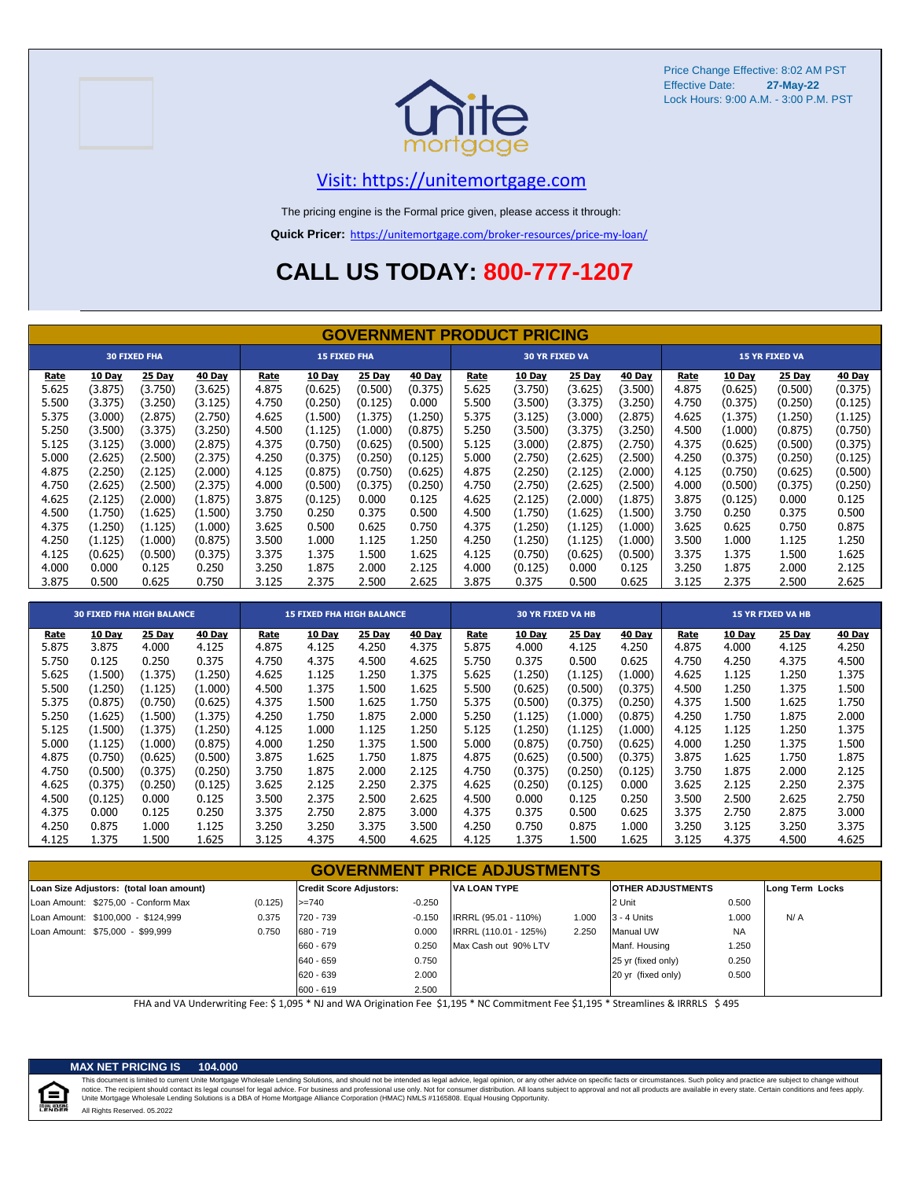Price Change Effective: 8:02 AM PST
Effective Date: **27-May-22**
Lock Hours: 9:00 A.M. - 3:00 P.M. PST

[Visit: https://unitemortgage.com](https://unitemortgage.com)

The pricing engine is the Formal price given, please access it through:

**Quick Pricer:** [https://unitemortgage.com/broker-resources/price-my-loan/](https://unitemortgage.com/broker-resources/price-my-loan/)

# CALL US TODAY: 800-777-1207

## GOVERNMENT PRODUCT PRICING

| 30 FIXED FHA | | | | 15 FIXED FHA | | | | 30 YR FIXED VA | | | | 15 YR FIXED VA | | | |
|---|---|---|---|---|---|---|---|---|---|---|---|---|---|---|---|
| Rate | 10 Day | 25 Day | 40 Day | Rate | 10 Day | 25 Day | 40 Day | Rate | 10 Day | 25 Day | 40 Day | Rate | 10 Day | 25 Day | 40 Day |
| 5.625 | (3.875) | (3.750) | (3.625) | 4.875 | (0.625) | (0.500) | (0.375) | 5.625 | (3.750) | (3.625) | (3.500) | 4.875 | (0.625) | (0.500) | (0.375) |
| 5.500 | (3.375) | (3.250) | (3.125) | 4.750 | (0.250) | (0.125) | 0.000 | 5.500 | (3.500) | (3.375) | (3.250) | 4.750 | (0.375) | (0.250) | (0.125) |
| 5.375 | (3.000) | (2.875) | (2.750) | 4.625 | (1.500) | (1.375) | (1.250) | 5.375 | (3.125) | (3.000) | (2.875) | 4.625 | (1.375) | (1.250) | (1.125) |
| 5.250 | (3.500) | (3.375) | (3.250) | 4.500 | (1.125) | (1.000) | (0.875) | 5.250 | (3.500) | (3.375) | (3.250) | 4.500 | (1.000) | (0.875) | (0.750) |
| 5.125 | (3.125) | (3.000) | (2.875) | 4.375 | (0.750) | (0.625) | (0.500) | 5.125 | (3.000) | (2.875) | (2.750) | 4.375 | (0.625) | (0.500) | (0.375) |
| 5.000 | (2.625) | (2.500) | (2.375) | 4.250 | (0.375) | (0.250) | (0.125) | 5.000 | (2.750) | (2.625) | (2.500) | 4.250 | (0.375) | (0.250) | (0.125) |
| 4.875 | (2.250) | (2.125) | (2.000) | 4.125 | (0.875) | (0.750) | (0.625) | 4.875 | (2.250) | (2.125) | (2.000) | 4.125 | (0.750) | (0.625) | (0.500) |
| 4.750 | (2.625) | (2.500) | (2.375) | 4.000 | (0.500) | (0.375) | (0.250) | 4.750 | (2.750) | (2.625) | (2.500) | 4.000 | (0.500) | (0.375) | (0.250) |
| 4.625 | (2.125) | (2.000) | (1.875) | 3.875 | (0.125) | 0.000 | 0.125 | 4.625 | (2.125) | (2.000) | (1.875) | 3.875 | (0.125) | 0.000 | 0.125 |
| 4.500 | (1.750) | (1.625) | (1.500) | 3.750 | 0.250 | 0.375 | 0.500 | 4.500 | (1.750) | (1.625) | (1.500) | 3.750 | 0.250 | 0.375 | 0.500 |
| 4.375 | (1.250) | (1.125) | (1.000) | 3.625 | 0.500 | 0.625 | 0.750 | 4.375 | (1.250) | (1.125) | (1.000) | 3.625 | 0.625 | 0.750 | 0.875 |
| 4.250 | (1.125) | (1.000) | (0.875) | 3.500 | 1.000 | 1.125 | 1.250 | 4.250 | (1.250) | (1.125) | (1.000) | 3.500 | 1.000 | 1.125 | 1.250 |
| 4.125 | (0.625) | (0.500) | (0.375) | 3.375 | 1.375 | 1.500 | 1.625 | 4.125 | (0.750) | (0.625) | (0.500) | 3.375 | 1.375 | 1.500 | 1.625 |
| 4.000 | 0.000 | 0.125 | 0.250 | 3.250 | 1.875 | 2.000 | 2.125 | 4.000 | (0.125) | 0.000 | 0.125 | 3.250 | 1.875 | 2.000 | 2.125 |
| 3.875 | 0.500 | 0.625 | 0.750 | 3.125 | 2.375 | 2.500 | 2.625 | 3.875 | 0.375 | 0.500 | 0.625 | 3.125 | 2.375 | 2.500 | 2.625 |

| 30 FIXED FHA HIGH BALANCE | | | | 15 FIXED FHA HIGH BALANCE | | | | 30 YR FIXED VA HB | | | | 15 YR FIXED VA HB | | | |
|---|---|---|---|---|---|---|---|---|---|---|---|---|---|---|---|
| Rate | 10 Day | 25 Day | 40 Day | Rate | 10 Day | 25 Day | 40 Day | Rate | 10 Day | 25 Day | 40 Day | Rate | 10 Day | 25 Day | 40 Day |
| 5.875 | 3.875 | 4.000 | 4.125 | 4.875 | 4.125 | 4.250 | 4.375 | 5.875 | 4.000 | 4.125 | 4.250 | 4.875 | 4.000 | 4.125 | 4.250 |
| 5.750 | 0.125 | 0.250 | 0.375 | 4.750 | 4.375 | 4.500 | 4.625 | 5.750 | 0.375 | 0.500 | 0.625 | 4.750 | 4.250 | 4.375 | 4.500 |
| 5.625 | (1.500) | (1.375) | (1.250) | 4.625 | 1.125 | 1.250 | 1.375 | 5.625 | (1.250) | (1.125) | (1.000) | 4.625 | 1.125 | 1.250 | 1.375 |
| 5.500 | (1.250) | (1.125) | (1.000) | 4.500 | 1.375 | 1.500 | 1.625 | 5.500 | (0.625) | (0.500) | (0.375) | 4.500 | 1.250 | 1.375 | 1.500 |
| 5.375 | (0.875) | (0.750) | (0.625) | 4.375 | 1.500 | 1.625 | 1.750 | 5.375 | (0.500) | (0.375) | (0.250) | 4.375 | 1.500 | 1.625 | 1.750 |
| 5.250 | (1.625) | (1.500) | (1.375) | 4.250 | 1.750 | 1.875 | 2.000 | 5.250 | (1.125) | (1.000) | (0.875) | 4.250 | 1.750 | 1.875 | 2.000 |
| 5.125 | (1.500) | (1.375) | (1.250) | 4.125 | 1.000 | 1.125 | 1.250 | 5.125 | (1.250) | (1.125) | (1.000) | 4.125 | 1.125 | 1.250 | 1.375 |
| 5.000 | (1.125) | (1.000) | (0.875) | 4.000 | 1.250 | 1.375 | 1.500 | 5.000 | (0.875) | (0.750) | (0.625) | 4.000 | 1.250 | 1.375 | 1.500 |
| 4.875 | (0.750) | (0.625) | (0.500) | 3.875 | 1.625 | 1.750 | 1.875 | 4.875 | (0.625) | (0.500) | (0.375) | 3.875 | 1.625 | 1.750 | 1.875 |
| 4.750 | (0.500) | (0.375) | (0.250) | 3.750 | 1.875 | 2.000 | 2.125 | 4.750 | (0.375) | (0.250) | (0.125) | 3.750 | 1.875 | 2.000 | 2.125 |
| 4.625 | (0.375) | (0.250) | (0.125) | 3.625 | 2.125 | 2.250 | 2.375 | 4.625 | (0.250) | (0.125) | 0.000 | 3.625 | 2.125 | 2.250 | 2.375 |
| 4.500 | (0.125) | 0.000 | 0.125 | 3.500 | 2.375 | 2.500 | 2.625 | 4.500 | 0.000 | 0.125 | 0.250 | 3.500 | 2.500 | 2.625 | 2.750 |
| 4.375 | 0.000 | 0.125 | 0.250 | 3.375 | 2.750 | 2.875 | 3.000 | 4.375 | 0.375 | 0.500 | 0.625 | 3.375 | 2.750 | 2.875 | 3.000 |
| 4.250 | 0.875 | 1.000 | 1.125 | 3.250 | 3.250 | 3.375 | 3.500 | 4.250 | 0.750 | 0.875 | 1.000 | 3.250 | 3.125 | 3.250 | 3.375 |
| 4.125 | 1.375 | 1.500 | 1.625 | 3.125 | 4.375 | 4.500 | 4.625 | 4.125 | 1.375 | 1.500 | 1.625 | 3.125 | 4.375 | 4.500 | 4.625 |

## GOVERNMENT PRICE ADJUSTMENTS

| Loan Size Adjustors: (total loan amount) | | Credit Score Adjustors: | | VA LOAN TYPE | | OTHER ADJUSTMENTS | | Long Term Locks |
|---|---|---|---|---|---|---|---|---|
| Loan Amount: $275,00 - Conform Max | (0.125) | >=740 | -0.250 | | | 2 Unit | 0.500 | |
| Loan Amount: $100,000 - $124,999 | 0.375 | 720 - 739 | -0.150 | IRRRL (95.01 - 110%) | 1.000 | 3 - 4 Units | 1.000 | N/ A |
| Loan Amount: $75,000 - $99,999 | 0.750 | 680 - 719 | 0.000 | IRRRL (110.01 - 125%) | 2.250 | Manual UW | NA | |
| | | 660 - 679 | 0.250 | Max Cash out 90% LTV | | Manf. Housing | 1.250 | |
| | | 640 - 659 | 0.750 | | | 25 yr (fixed only) | 0.250 | |
| | | 620 - 639 | 2.000 | | | 20 yr (fixed only) | 0.500 | |
| | | 600 - 619 | 2.500 | | | | | |

FHA and VA Underwriting Fee: $ 1,095 * NJ and WA Origination Fee $1,195 * NC Commitment Fee $1,195 * Streamlines & IRRRLS $ 495

**MAX NET PRICING IS 104.000**

This document is limited to current Unite Mortgage Wholesale Lending Solutions, and should not be intended as legal advice, legal opinion, or any other advice on specific facts or circumstances. Such policy and practice are subject to change without notice. The recipient should contact its legal counsel for legal advice. For business and professional use only. Not for consumer distribution. All loans subject to approval and not all products are available in every state. Certain conditions and fees apply. Unite Mortgage Wholesale Lending Solutions is a DBA of Home Mortgage Alliance Corporation (HMAC) NMLS #1165808. Equal Housing Opportunity.

All Rights Reserved. 05.2022